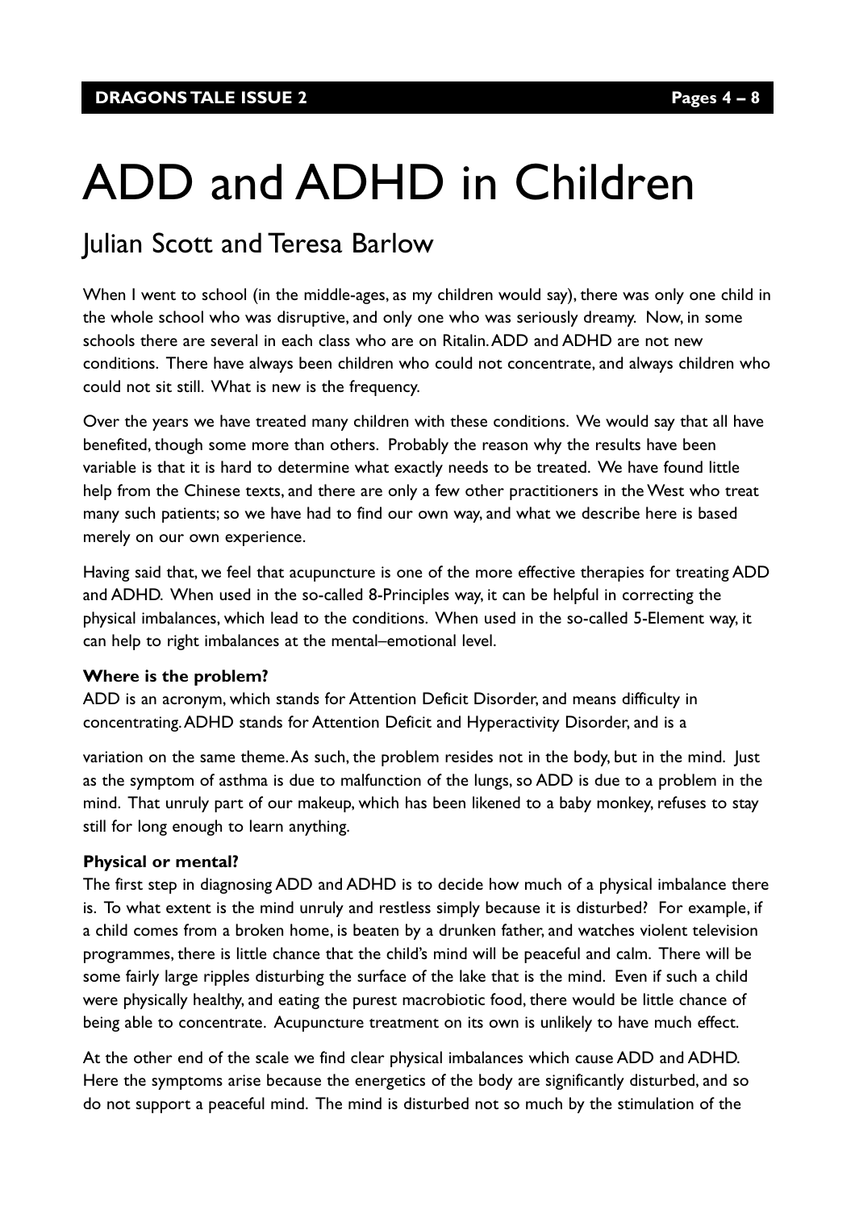# ADD and ADHD in Children

## Julian Scott and Teresa Barlow

When I went to school (in the middle-ages, as my children would say), there was only one child in the whole school who was disruptive, and only one who was seriously dreamy. Now, in some schools there are several in each class who are on Ritalin. ADD and ADHD are not new conditions. There have always been children who could not concentrate, and always children who could not sit still. What is new is the frequency.

Over the years we have treated many children with these conditions. We would say that all have benefited, though some more than others. Probably the reason why the results have been variable is that it is hard to determine what exactly needs to be treated. We have found little help from the Chinese texts, and there are only a few other practitioners in the West who treat many such patients; so we have had to find our own way, and what we describe here is based merely on our own experience.

Having said that, we feel that acupuncture is one of the more effective therapies for treating ADD and ADHD. When used in the so-called 8-Principles way, it can be helpful in correcting the physical imbalances, which lead to the conditions. When used in the so-called 5-Element way, it can help to right imbalances at the mental–emotional level.

**Where is the problem?**

ADD is an acronym, which stands for Attention Deficit Disorder, and means difficulty in concentrating. ADHD stands for Attention Deficit and Hyperactivity Disorder, and is a variation on the same theme. As such, the problem resides not in the body, but in the mind. Just as the symptom of asthma is due to malfunction of the lungs, so ADD is due to a problem in the mind. That unruly part of our makeup, which has been likened to a baby monkey, refuses to stay still for long enough to learn anything.

**Physical or mental?**

The first step in diagnosing ADD and ADHD is to decide how much of a physical imbalance there is. To what extent is the mind unruly and restless simply because it is disturbed? For example, if a child comes from a broken home, is beaten by a drunken father, and watches violent television programmes, there is little chance that the child's mind will be peaceful and calm. There will be some fairly large ripples disturbing the surface of the lake that is the mind. Even if such a child were physically healthy, and eating the purest macrobiotic food, there would be little chance of being able to concentrate. Acupuncture treatment on its own is unlikely to have much effect.

At the other end of the scale we find clear physical imbalances which cause ADD and ADHD. Here the symptoms arise because the energetics of the body are significantly disturbed, and so do not support a peaceful mind. The mind is disturbed not so much by the stimulation of the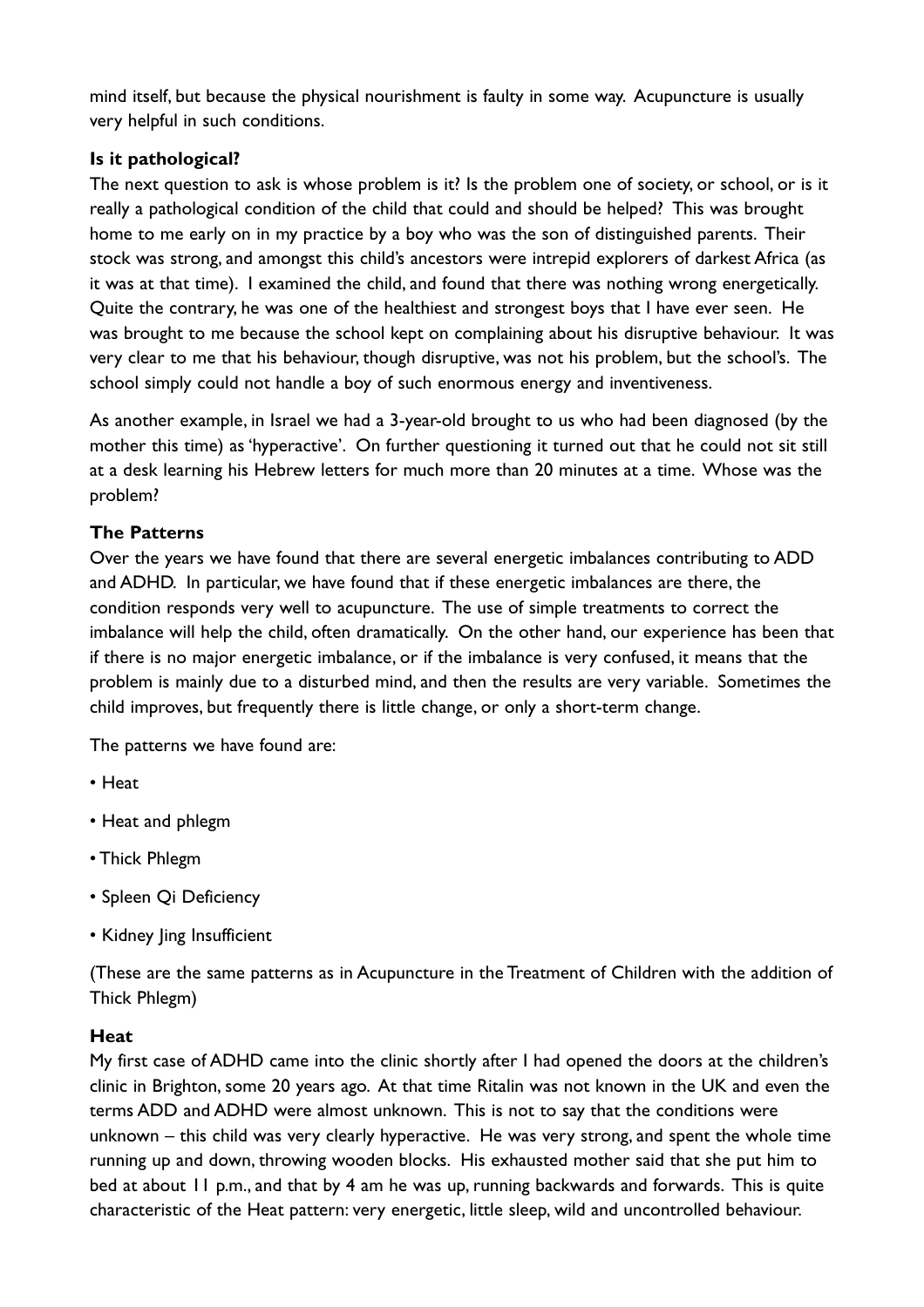mind itself, but because the physical nourishment is faulty in some way. Acupuncture is usually very helpful in such conditions.

**Is it pathological?**

The next question to ask is whose problem is it? Is the problem one of society, or school, or is it really a pathological condition of the child that could and should be helped? This was brought home to me early on in my practice by a boy who was the son of distinguished parents. Their stock was strong, and amongst this child's ancestors were intrepid explorers of darkest Africa (as it was at that time). I examined the child, and found that there was nothing wrong energetically. Quite the contrary, he was one of the healthiest and strongest boys that I have ever seen. He was brought to me because the school kept on complaining about his disruptive behaviour. It was very clear to me that his behaviour, though disruptive, was not his problem, but the school's. The school simply could not handle a boy of such enormous energy and inventiveness.

As another example, in Israel we had a 3-year-old brought to us who had been diagnosed (by the mother this time) as 'hyperactive'. On further questioning it turned out that he could not sit still at a desk learning his Hebrew letters for much more than 20 minutes at a time. Whose was the problem?

**The Patterns**

Over the years we have found that there are several energetic imbalances contributing to ADD and ADHD. In particular, we have found that if these energetic imbalances are there, the condition responds very well to acupuncture. The use of simple treatments to correct the imbalance will help the child, often dramatically. On the other hand, our experience has been that if there is no major energetic imbalance, or if the imbalance is very confused, it means that the problem is mainly due to a disturbed mind, and then the results are very variable. Sometimes the child improves, but frequently there is little change, or only a short-term change.

The patterns we have found are:

- Heat
- Heat and phlegm
- Thick Phlegm
- Spleen Qi Deficiency
- Kidney Jing Insufficient

(These are the same patterns as in Acupuncture in the Treatment of Children with the addition of Thick Phlegm)

**Heat**

My first case of ADHD came into the clinic shortly after I had opened the doors at the children's clinic in Brighton, some 20 years ago. At that time Ritalin was not known in the UK and even the terms ADD and ADHD were almost unknown. This is not to say that the conditions were unknown – this child was very clearly hyperactive. He was very strong, and spent the whole time running up and down, throwing wooden blocks. His exhausted mother said that she put him to bed at about 11 p.m., and that by 4 am he was up, running backwards and forwards. This is quite characteristic of the Heat pattern: very energetic, little sleep, wild and uncontrolled behaviour.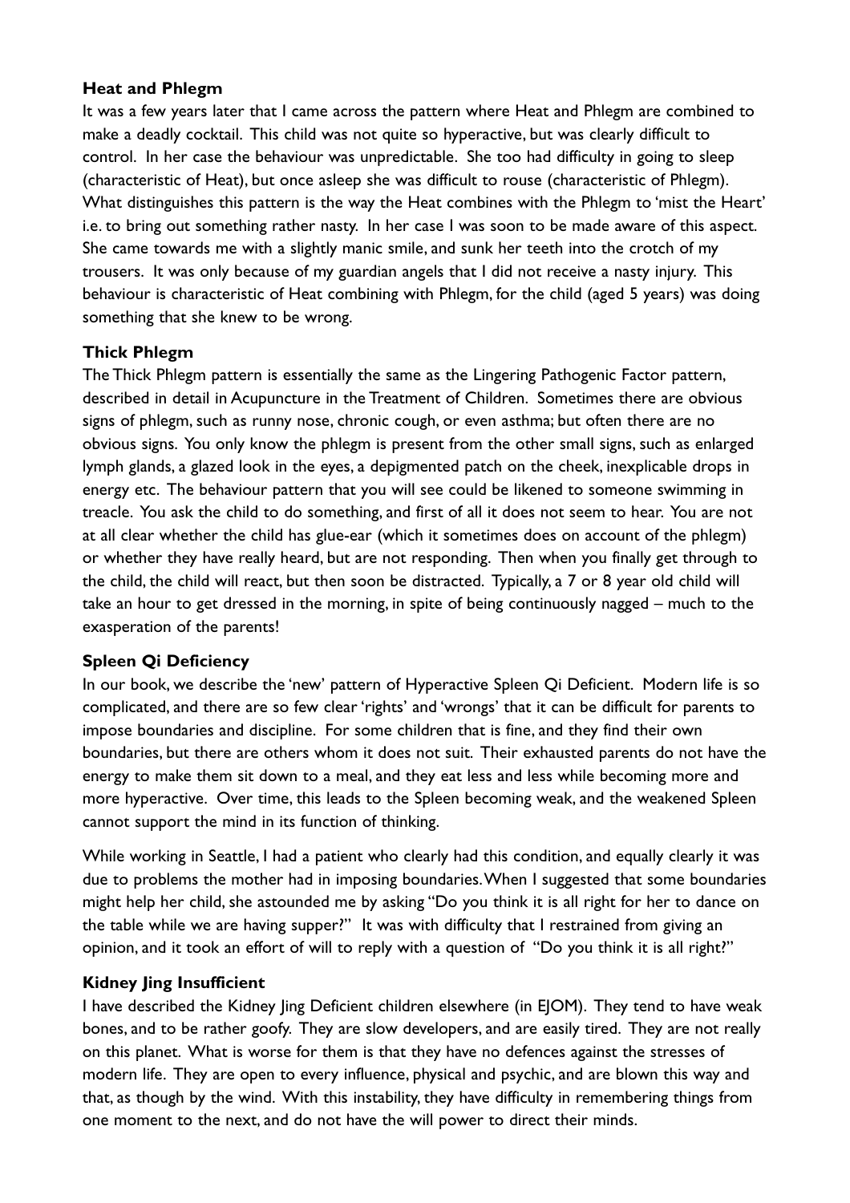**Heat and Phlegm**

It was a few years later that I came across the pattern where Heat and Phlegm are combined to make a deadly cocktail. This child was not quite so hyperactive, but was clearly difficult to control. In her case the behaviour was unpredictable. She too had difficulty in going to sleep (characteristic of Heat), but once asleep she was difficult to rouse (characteristic of Phlegm). What distinguishes this pattern is the way the Heat combines with the Phlegm to 'mist the Heart' i.e. to bring out something rather nasty. In her case I was soon to be made aware of this aspect. She came towards me with a slightly manic smile, and sunk her teeth into the crotch of my trousers. It was only because of my guardian angels that I did not receive a nasty injury. This behaviour is characteristic of Heat combining with Phlegm, for the child (aged 5 years) was doing something that she knew to be wrong.

**Thick Phlegm**

The Thick Phlegm pattern is essentially the same as the Lingering Pathogenic Factor pattern, described in detail in Acupuncture in the Treatment of Children. Sometimes there are obvious signs of phlegm, such as runny nose, chronic cough, or even asthma; but often there are no obvious signs. You only know the phlegm is present from the other small signs, such as enlarged lymph glands, a glazed look in the eyes, a depigmented patch on the cheek, inexplicable drops in energy etc. The behaviour pattern that you will see could be likened to someone swimming in treacle. You ask the child to do something, and first of all it does not seem to hear. You are not at all clear whether the child has glue-ear (which it sometimes does on account of the phlegm) or whether they have really heard, but are not responding. Then when you finally get through to the child, the child will react, but then soon be distracted. Typically, a 7 or 8 year old child will take an hour to get dressed in the morning, in spite of being continuously nagged – much to the exasperation of the parents!

**Spleen Qi Deficiency**

In our book, we describe the 'new' pattern of Hyperactive Spleen Qi Deficient. Modern life is so complicated, and there are so few clear 'rights' and 'wrongs' that it can be difficult for parents to impose boundaries and discipline. For some children that is fine, and they find their own boundaries, but there are others whom it does not suit. Their exhausted parents do not have the energy to make them sit down to a meal, and they eat less and less while becoming more and more hyperactive. Over time, this leads to the Spleen becoming weak, and the weakened Spleen cannot support the mind in its function of thinking.

While working in Seattle, I had a patient who clearly had this condition, and equally clearly it was due to problems the mother had in imposing boundaries. When I suggested that some boundaries might help her child, she astounded me by asking "Do you think it is all right for her to dance on the table while we are having supper?" It was with difficulty that I restrained from giving an opinion, and it took an effort of will to reply with a question of "Do you think it is all right?"

**Kidney Jing Insufficient**

I have described the Kidney Jing Deficient children elsewhere (in EJOM). They tend to have weak bones, and to be rather goofy. They are slow developers, and are easily tired. They are not really on this planet. What is worse for them is that they have no defences against the stresses of modern life. They are open to every influence, physical and psychic, and are blown this way and that, as though by the wind. With this instability, they have difficulty in remembering things from one moment to the next, and do not have the will power to direct their minds.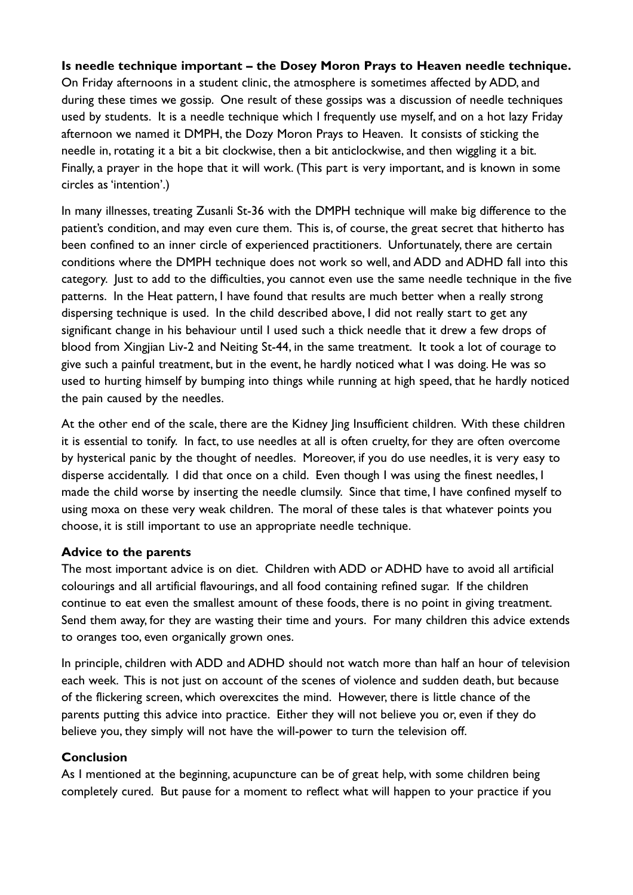**Is needle technique important – the Dosey Moron Prays to Heaven needle technique.**
On Friday afternoons in a student clinic, the atmosphere is sometimes affected by ADD, and during these times we gossip. One result of these gossips was a discussion of needle techniques used by students. It is a needle technique which I frequently use myself, and on a hot lazy Friday afternoon we named it DMPH, the Dozy Moron Prays to Heaven. It consists of sticking the needle in, rotating it a bit a bit clockwise, then a bit anticlockwise, and then wiggling it a bit. Finally, a prayer in the hope that it will work. (This part is very important, and is known in some circles as 'intention'.)

In many illnesses, treating Zusanli St-36 with the DMPH technique will make big difference to the patient's condition, and may even cure them. This is, of course, the great secret that hitherto has been confined to an inner circle of experienced practitioners. Unfortunately, there are certain conditions where the DMPH technique does not work so well, and ADD and ADHD fall into this category. Just to add to the difficulties, you cannot even use the same needle technique in the five patterns. In the Heat pattern, I have found that results are much better when a really strong dispersing technique is used. In the child described above, I did not really start to get any significant change in his behaviour until I used such a thick needle that it drew a few drops of blood from Xingjian Liv-2 and Neiting St-44, in the same treatment. It took a lot of courage to give such a painful treatment, but in the event, he hardly noticed what I was doing. He was so used to hurting himself by bumping into things while running at high speed, that he hardly noticed the pain caused by the needles.

At the other end of the scale, there are the Kidney Jing Insufficient children. With these children it is essential to tonify. In fact, to use needles at all is often cruelty, for they are often overcome by hysterical panic by the thought of needles. Moreover, if you do use needles, it is very easy to disperse accidentally. I did that once on a child. Even though I was using the finest needles, I made the child worse by inserting the needle clumsily. Since that time, I have confined myself to using moxa on these very weak children. The moral of these tales is that whatever points you choose, it is still important to use an appropriate needle technique.

**Advice to the parents**
The most important advice is on diet. Children with ADD or ADHD have to avoid all artificial colourings and all artificial flavourings, and all food containing refined sugar. If the children continue to eat even the smallest amount of these foods, there is no point in giving treatment. Send them away, for they are wasting their time and yours. For many children this advice extends to oranges too, even organically grown ones.

In principle, children with ADD and ADHD should not watch more than half an hour of television each week. This is not just on account of the scenes of violence and sudden death, but because of the flickering screen, which overexcites the mind. However, there is little chance of the parents putting this advice into practice. Either they will not believe you or, even if they do believe you, they simply will not have the will-power to turn the television off.

**Conclusion**
As I mentioned at the beginning, acupuncture can be of great help, with some children being completely cured. But pause for a moment to reflect what will happen to your practice if you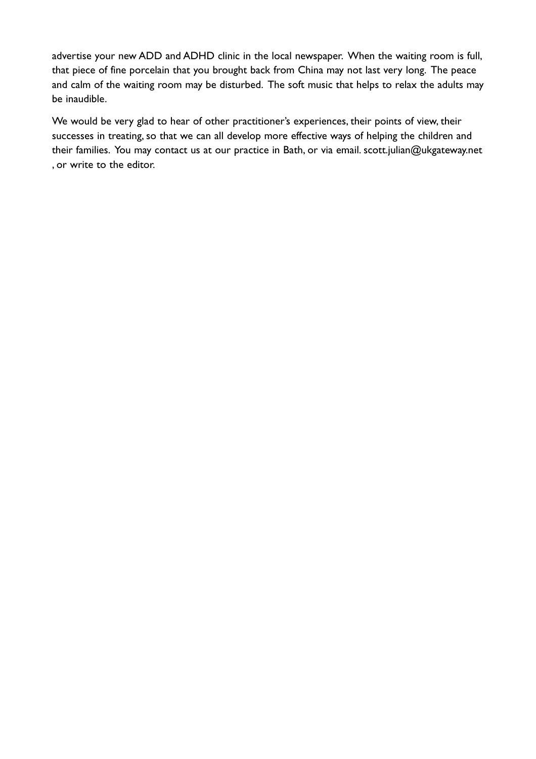advertise your new ADD and ADHD clinic in the local newspaper. When the waiting room is full, that piece of fine porcelain that you brought back from China may not last very long. The peace and calm of the waiting room may be disturbed. The soft music that helps to relax the adults may be inaudible.

We would be very glad to hear of other practitioner's experiences, their points of view, their successes in treating, so that we can all develop more effective ways of helping the children and their families. You may contact us at our practice in Bath, or via email. scott.julian@ukgateway.net , or write to the editor.